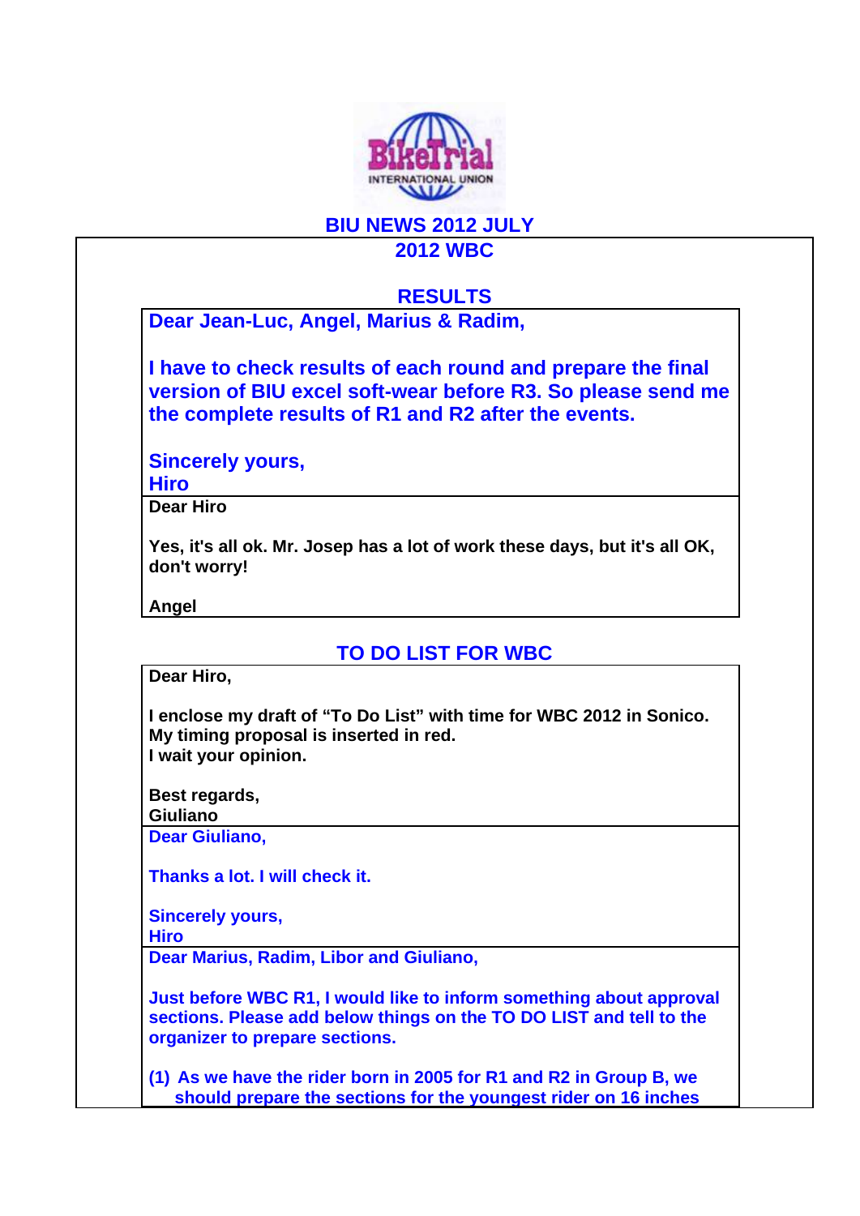# BIU NEWS 2012 JULY

## 2012 WBC

### RESULTS

**Dear Jean-Luc, Angel, Marius & Radim,**

**I have to check results of each round and prepare the final version of BIU excel soft-wear before R3. So please send me the complete results of R1 and R2 after the events.**

**Sincerely yours,**
**Hiro**

**Dear Hiro**

**Yes, it's all ok. Mr. Josep has a lot of work these days, but it's all OK, don't worry!**

**Angel**

### TO DO LIST FOR WBC

**Dear Hiro,**

**I enclose my draft of "To Do List" with time for WBC 2012 in Sonico. My timing proposal is inserted in red.**
**I wait your opinion.**

**Best regards,**
**Giuliano**

**Dear Giuliano,**

**Thanks a lot. I will check it.**

**Sincerely yours,**
**Hiro**

**Dear Marius, Radim, Libor and Giuliano,**

**Just before WBC R1, I would like to inform something about approval sections. Please add below things on the TO DO LIST and tell to the organizer to prepare sections.**

**(1) As we have the rider born in 2005 for R1 and R2 in Group B, we should prepare the sections for the youngest rider on 16 inches**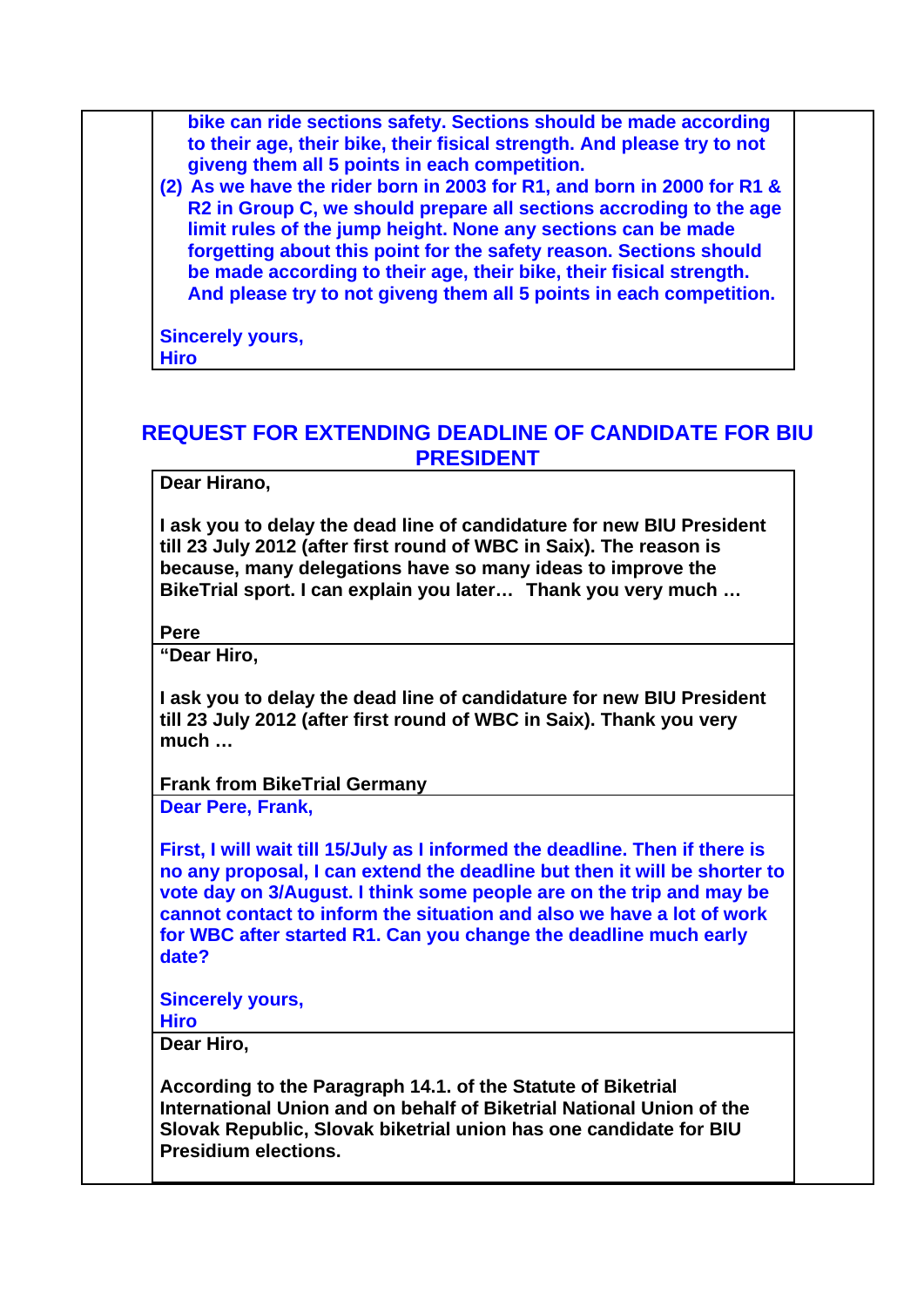**bike can ride sections safety. Sections should be made according to their age, their bike, their fisical strength. And please try to not giveng them all 5 points in each competition.**

**(2) As we have the rider born in 2003 for R1, and born in 2000 for R1 & R2 in Group C, we should prepare all sections accroding to the age limit rules of the jump height. None any sections can be made forgetting about this point for the safety reason. Sections should be made according to their age, their bike, their fisical strength. And please try to not giveng them all 5 points in each competition.**

**Sincerely yours,**
**Hiro**

## REQUEST FOR EXTENDING DEADLINE OF CANDIDATE FOR BIU PRESIDENT

**Dear Hirano,**

**I ask you to delay the dead line of candidature for new BIU President till 23 July 2012 (after first round of WBC in Saix). The reason is because, many delegations have so many ideas to improve the BikeTrial sport. I can explain you later… Thank you very much …**

**Pere**

**"Dear Hiro,**

**I ask you to delay the dead line of candidature for new BIU President till 23 July 2012 (after first round of WBC in Saix). Thank you very much …**

**Frank from BikeTrial Germany**

**Dear Pere, Frank,**

**First, I will wait till 15/July as I informed the deadline. Then if there is no any proposal, I can extend the deadline but then it will be shorter to vote day on 3/August. I think some people are on the trip and may be cannot contact to inform the situation and also we have a lot of work for WBC after started R1. Can you change the deadline much early date?**

**Sincerely yours,**
**Hiro**

**Dear Hiro,**

**According to the Paragraph 14.1. of the Statute of Biketrial International Union and on behalf of Biketrial National Union of the Slovak Republic, Slovak biketrial union has one candidate for BIU Presidium elections.**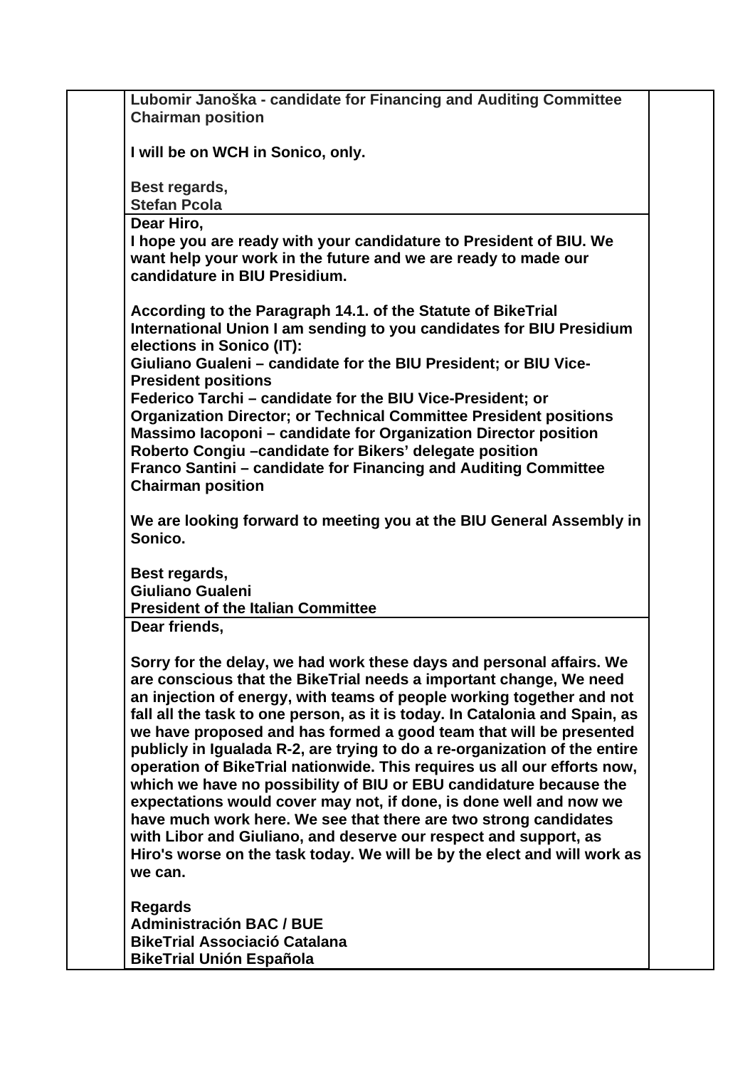**Lubomir Janoška - candidate for Financing and Auditing Committee Chairman position**

**I will be on WCH in Sonico, only.**

**Best regards,**
**Stefan Pcola**

---

**Dear Hiro,**
**I hope you are ready with your candidature to President of BIU. We want help your work in the future and we are ready to made our candidature in BIU Presidium.**

**According to the Paragraph 14.1. of the Statute of BikeTrial International Union I am sending to you candidates for BIU Presidium elections in Sonico (IT):**
**Giuliano Gualeni – candidate for the BIU President; or BIU Vice-President positions**
**Federico Tarchi – candidate for the BIU Vice-President; or Organization Director; or Technical Committee President positions**
**Massimo Iacoponi – candidate for Organization Director position**
**Roberto Congiu –candidate for Bikers' delegate position**
**Franco Santini – candidate for Financing and Auditing Committee Chairman position**

**We are looking forward to meeting you at the BIU General Assembly in Sonico.**

**Best regards,**
**Giuliano Gualeni**
**President of the Italian Committee**

---

**Dear friends,**

**Sorry for the delay, we had work these days and personal affairs. We are conscious that the BikeTrial needs a important change, We need an injection of energy, with teams of people working together and not fall all the task to one person, as it is today. In Catalonia and Spain, as we have proposed and has formed a good team that will be presented publicly in Igualada R-2, are trying to do a re-organization of the entire operation of BikeTrial nationwide. This requires us all our efforts now, which we have no possibility of BIU or EBU candidature because the expectations would cover may not, if done, is done well and now we have much work here. We see that there are two strong candidates with Libor and Giuliano, and deserve our respect and support, as Hiro's worse on the task today. We will be by the elect and will work as we can.**

**Regards**
**Administración BAC / BUE**
**BikeTrial Associació Catalana**
**BikeTrial Unión Española**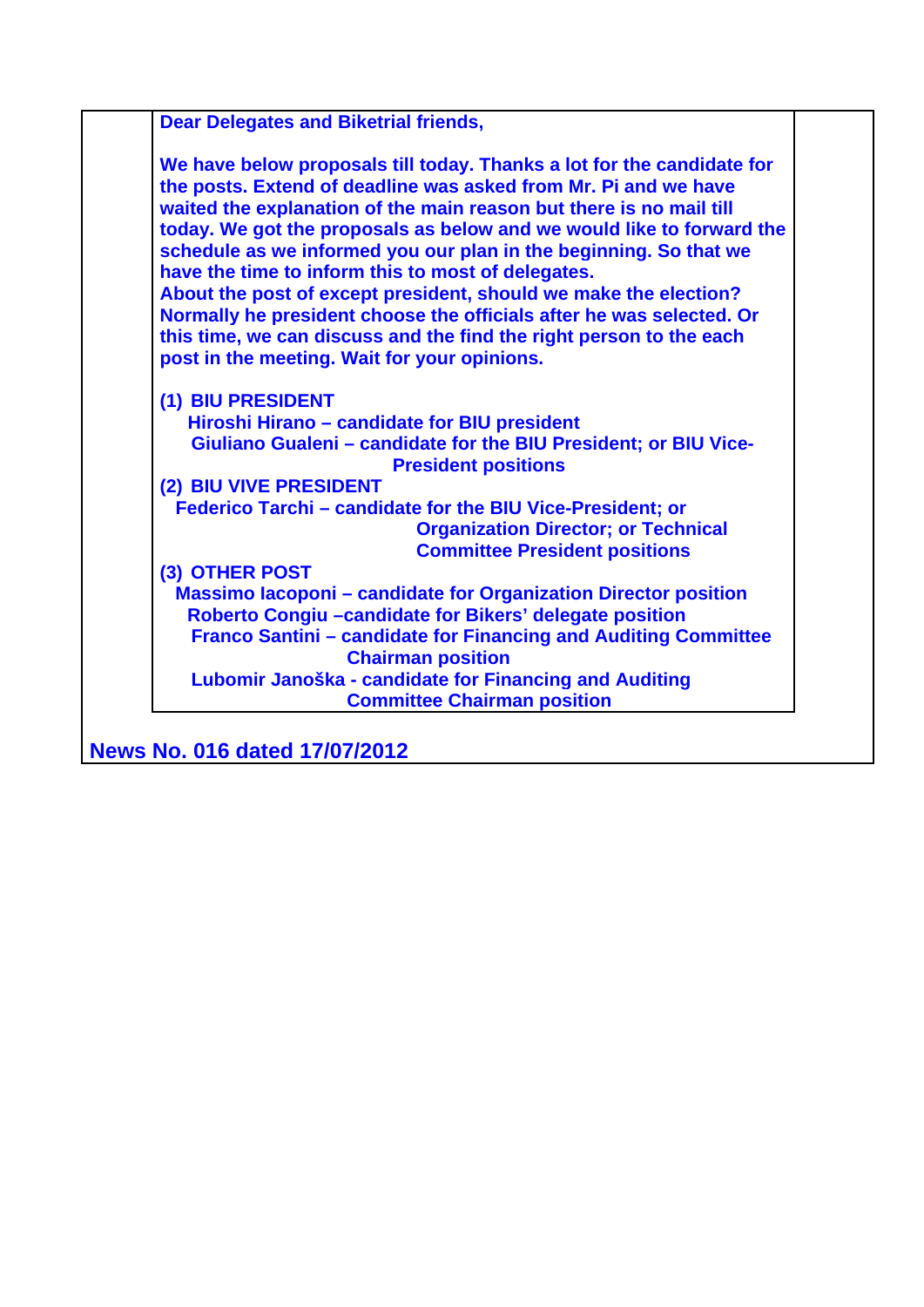**Dear Delegates and Biketrial friends,**

**We have below proposals till today. Thanks a lot for the candidate for the posts. Extend of deadline was asked from Mr. Pi and we have waited the explanation of the main reason but there is no mail till today. We got the proposals as below and we would like to forward the schedule as we informed you our plan in the beginning. So that we have the time to inform this to most of delegates.**
**About the post of except president, should we make the election? Normally he president choose the officials after he was selected. Or this time, we can discuss and the find the right person to the each post in the meeting. Wait for your opinions.**

**(1) BIU PRESIDENT**

- **Hiroshi Hirano – candidate for BIU president**
- **Giuliano Gualeni – candidate for the BIU President; or BIU Vice-President positions**

**(2) BIU VIVE PRESIDENT**

- **Federico Tarchi – candidate for the BIU Vice-President; or Organization Director; or Technical Committee President positions**

**(3) OTHER POST**

- **Massimo Iacoponi – candidate for Organization Director position**
- **Roberto Congiu –candidate for Bikers' delegate position**
- **Franco Santini – candidate for Financing and Auditing Committee Chairman position**
- **Lubomir Janoška - candidate for Financing and Auditing Committee Chairman position**

**News No. 016 dated 17/07/2012**